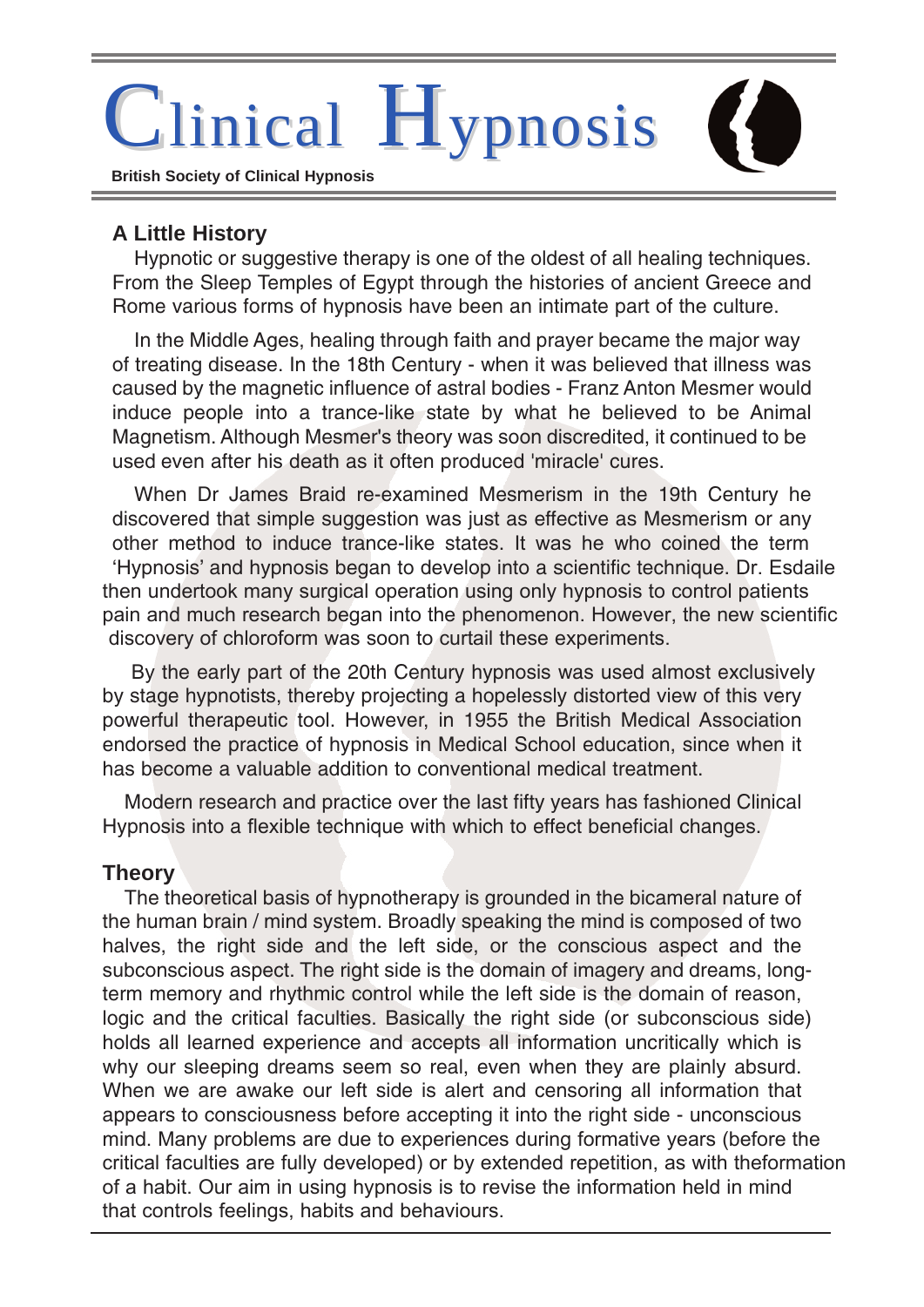# Clinical Hypnosis

**British Society of Clinical Hypnosis**

## A Little History

Hypnotic or suggestive therapy is one of the oldest of all healing techniques. From the Sleep Temples of Egypt through the histories of ancient Greece and Rome various forms of hypnosis have been an intimate part of the culture.

In the Middle Ages, healing through faith and prayer became the major way of treating disease. In the 18th Century - when it was believed that illness was caused by the magnetic influence of astral bodies - Franz Anton Mesmer would induce people into a trance-like state by what he believed to be Animal Magnetism. Although Mesmer's theory was soon discredited, it continued to be used even after his death as it often produced 'miracle' cures.

When Dr James Braid re-examined Mesmerism in the 19th Century he discovered that simple suggestion was just as effective as Mesmerism or any other method to induce trance-like states. It was he who coined the term 'Hypnosis' and hypnosis began to develop into a scientific technique. Dr. Esdaile then undertook many surgical operation using only hypnosis to control patients pain and much research began into the phenomenon. However, the new scientific discovery of chloroform was soon to curtail these experiments.

By the early part of the 20th Century hypnosis was used almost exclusively by stage hypnotists, thereby projecting a hopelessly distorted view of this very powerful therapeutic tool. However, in 1955 the British Medical Association endorsed the practice of hypnosis in Medical School education, since when it has become a valuable addition to conventional medical treatment.

Modern research and practice over the last fifty years has fashioned Clinical Hypnosis into a flexible technique with which to effect beneficial changes.

## Theory

The theoretical basis of hypnotherapy is grounded in the bicameral nature of the human brain / mind system. Broadly speaking the mind is composed of two halves, the right side and the left side, or the conscious aspect and the subconscious aspect. The right side is the domain of imagery and dreams, long-term memory and rhythmic control while the left side is the domain of reason, logic and the critical faculties. Basically the right side (or subconscious side) holds all learned experience and accepts all information uncritically which is why our sleeping dreams seem so real, even when they are plainly absurd. When we are awake our left side is alert and censoring all information that appears to consciousness before accepting it into the right side - unconscious mind. Many problems are due to experiences during formative years (before the critical faculties are fully developed) or by extended repetition, as with theformation of a habit. Our aim in using hypnosis is to revise the information held in mind that controls feelings, habits and behaviours.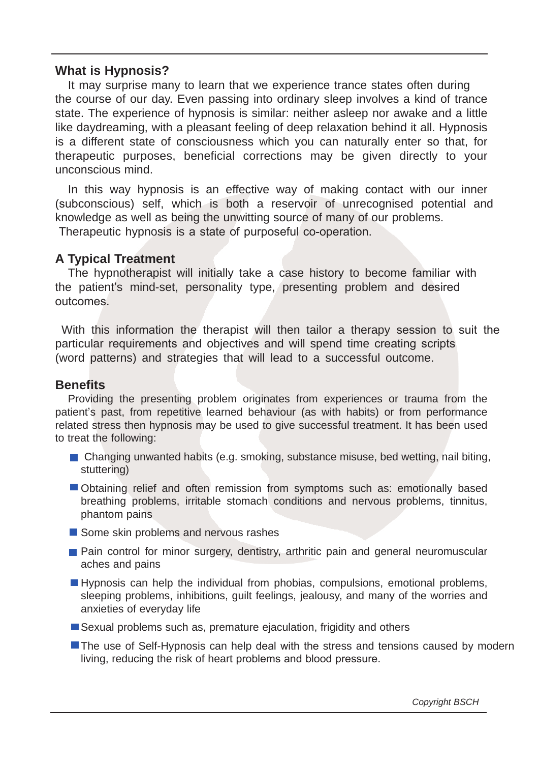## What is Hypnosis?

It may surprise many to learn that we experience trance states often during the course of our day. Even passing into ordinary sleep involves a kind of trance state. The experience of hypnosis is similar: neither asleep nor awake and a little like daydreaming, with a pleasant feeling of deep relaxation behind it all. Hypnosis is a different state of consciousness which you can naturally enter so that, for therapeutic purposes, beneficial corrections may be given directly to your unconscious mind.

In this way hypnosis is an effective way of making contact with our inner (subconscious) self, which is both a reservoir of unrecognised potential and knowledge as well as being the unwitting source of many of our problems. Therapeutic hypnosis is a state of purposeful co-operation.

## A Typical Treatment

The hypnotherapist will initially take a case history to become familiar with the patient's mind-set, personality type, presenting problem and desired outcomes.

With this information the therapist will then tailor a therapy session to suit the particular requirements and objectives and will spend time creating scripts (word patterns) and strategies that will lead to a successful outcome.

## Benefits

Providing the presenting problem originates from experiences or trauma from the patient's past, from repetitive learned behaviour (as with habits) or from performance related stress then hypnosis may be used to give successful treatment. It has been used to treat the following:

- Changing unwanted habits (e.g. smoking, substance misuse, bed wetting, nail biting, stuttering)
- Obtaining relief and often remission from symptoms such as: emotionally based breathing problems, irritable stomach conditions and nervous problems, tinnitus, phantom pains
- Some skin problems and nervous rashes
- Pain control for minor surgery, dentistry, arthritic pain and general neuromuscular aches and pains
- Hypnosis can help the individual from phobias, compulsions, emotional problems, sleeping problems, inhibitions, guilt feelings, jealousy, and many of the worries and anxieties of everyday life
- Sexual problems such as, premature ejaculation, frigidity and others
- The use of Self-Hypnosis can help deal with the stress and tensions caused by modern living, reducing the risk of heart problems and blood pressure.

*Copyright BSCH*